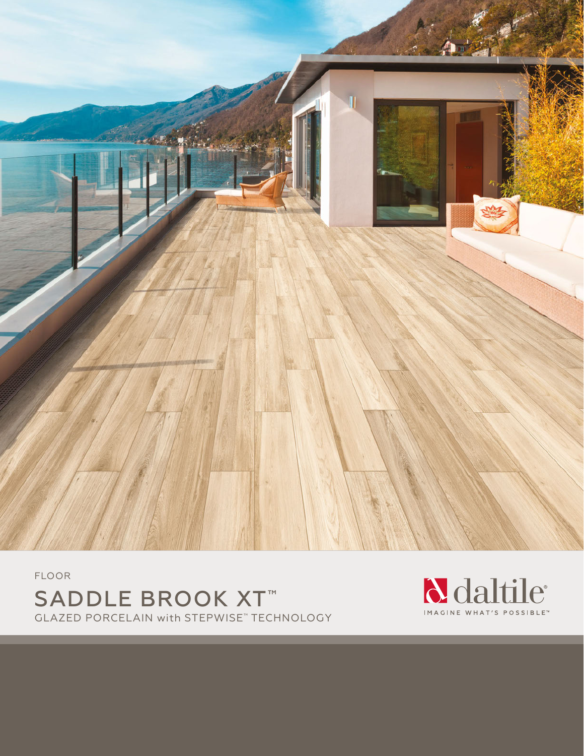FLOOR

# SADDLE BROOK XT™

GLAZED PORCELAIN with STEPWISE™ TECHNOLOGY

daltile®

IMAGINE WHAT'S POSSIBLE™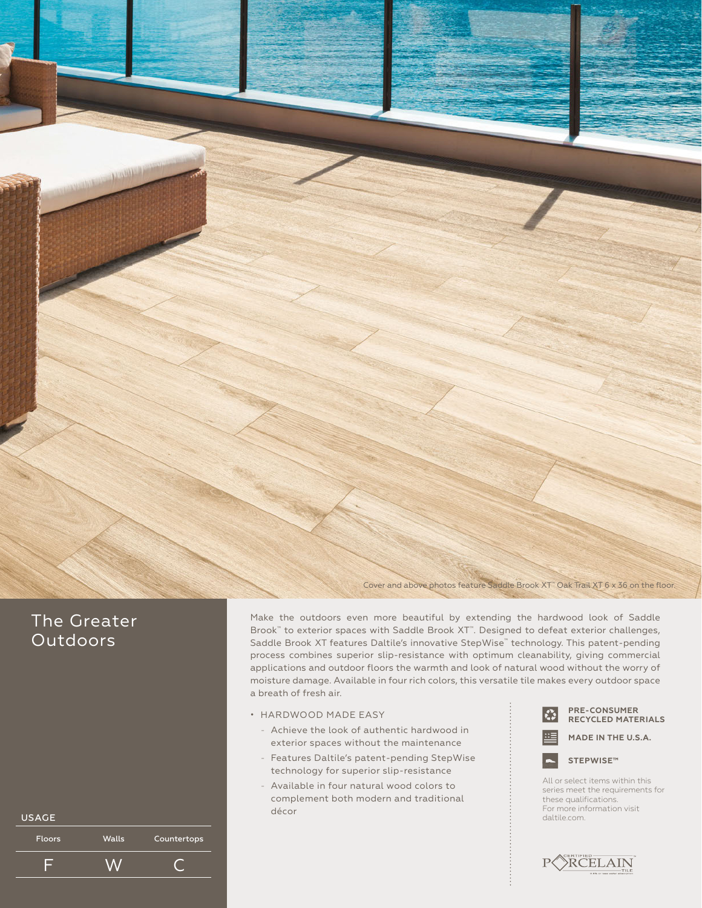Cover and above photos feature Saddle Brook XT™ Oak Trail XT 6 x 36 on the floor.

## The Greater Outdoors

Make the outdoors even more beautiful by extending the hardwood look of Saddle Brook™ to exterior spaces with Saddle Brook XT™. Designed to defeat exterior challenges, Saddle Brook XT features Daltile's innovative StepWise™ technology. This patent-pending process combines superior slip-resistance with optimum cleanability, giving commercial applications and outdoor floors the warmth and look of natural wood without the worry of moisture damage. Available in four rich colors, this versatile tile makes every outdoor space a breath of fresh air.

- HARDWOOD MADE EASY
  - Achieve the look of authentic hardwood in exterior spaces without the maintenance
  - Features Daltile's patent-pending StepWise technology for superior slip-resistance
  - Available in four natural wood colors to complement both modern and traditional décor

**PRE-CONSUMER RECYCLED MATERIALS**

**MADE IN THE U.S.A.**

**STEPWISE™**

All or select items within this series meet the requirements for these qualifications. For more information visit daltile.com.

CERTIFIED PORCELAIN TILE

USAGE

| Floors | Walls | Countertops |
| --- | --- | --- |
| F | W | C |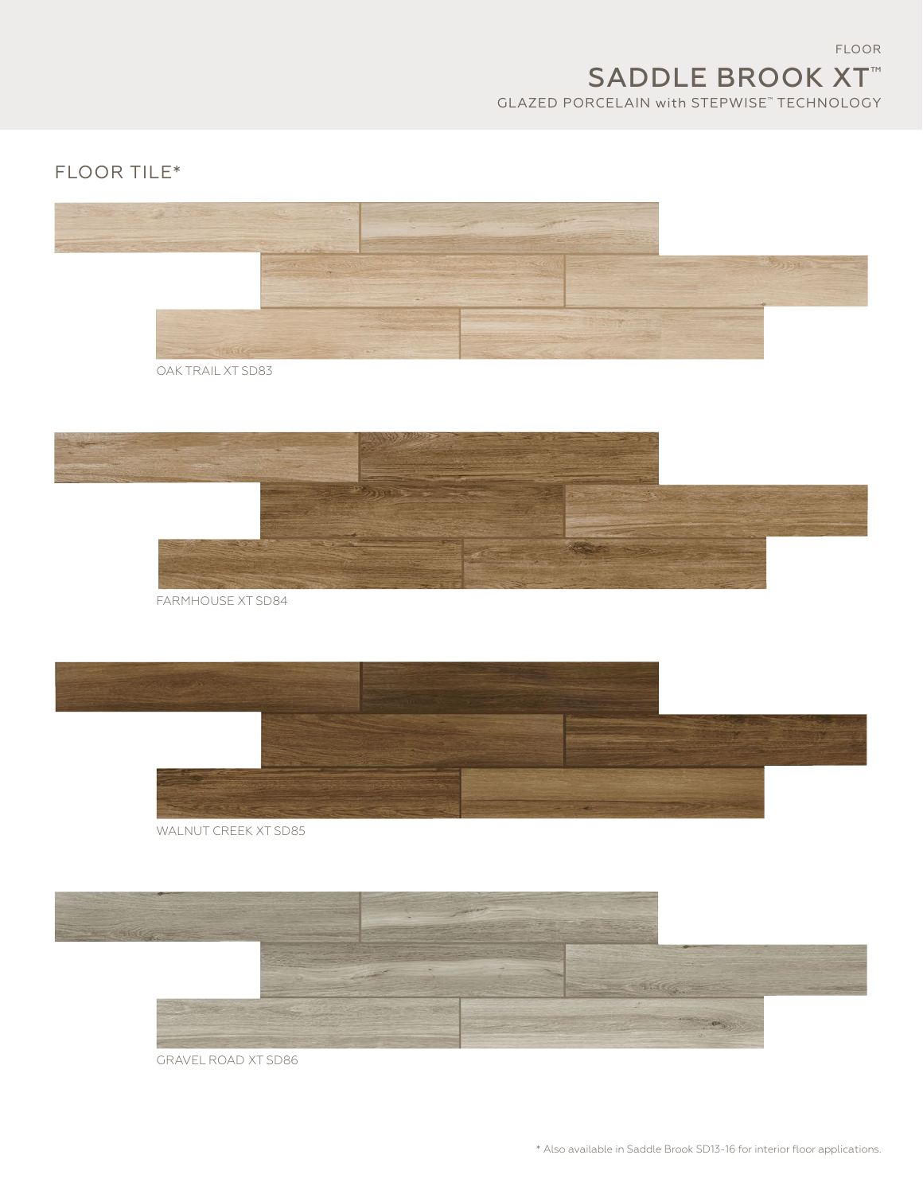FLOOR

# SADDLE BROOK XT™

GLAZED PORCELAIN with STEPWISE™ TECHNOLOGY

## FLOOR TILE*

OAK TRAIL XT SD83

FARMHOUSE XT SD84

WALNUT CREEK XT SD85

GRAVEL ROAD XT SD86

* Also available in Saddle Brook SD13-16 for interior floor applications.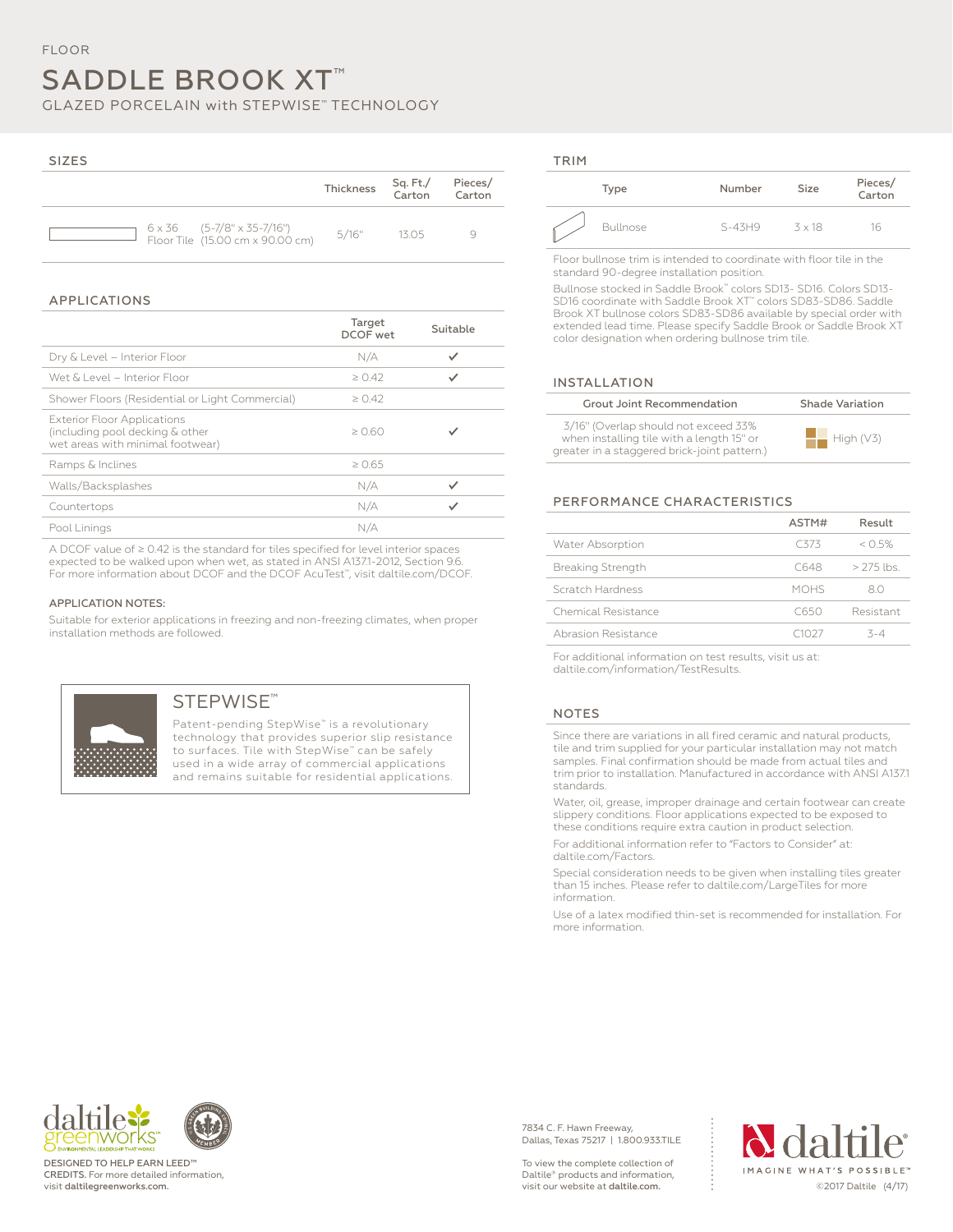FLOOR

# SADDLE BROOK XT™

GLAZED PORCELAIN with STEPWISE™ TECHNOLOGY

## SIZES

| | Thickness | Sq. Ft./ Carton | Pieces/ Carton |
|---|---|---|---|
| 6 x 36 Floor Tile (5-7/8" x 35-7/16") (15.00 cm x 90.00 cm) | 5/16" | 13.05 | 9 |

## APPLICATIONS

| | Target DCOF wet | Suitable |
|---|---|---|
| Dry & Level – Interior Floor | N/A | ✓ |
| Wet & Level – Interior Floor | ≥ 0.42 | ✓ |
| Shower Floors (Residential or Light Commercial) | ≥ 0.42 | |
| Exterior Floor Applications (including pool decking & other wet areas with minimal footwear) | ≥ 0.60 | ✓ |
| Ramps & Inclines | ≥ 0.65 | |
| Walls/Backsplashes | N/A | ✓ |
| Countertops | N/A | ✓ |
| Pool Linings | N/A | |

A DCOF value of ≥ 0.42 is the standard for tiles specified for level interior spaces expected to be walked upon when wet, as stated in ANSI A137.1-2012, Section 9.6. For more information about DCOF and the DCOF AcuTest™, visit daltile.com/DCOF.

### APPLICATION NOTES:

Suitable for exterior applications in freezing and non-freezing climates, when proper installation methods are followed.

### STEPWISE™

Patent-pending StepWise™ is a revolutionary technology that provides superior slip resistance to surfaces. Tile with StepWise™ can be safely used in a wide array of commercial applications and remains suitable for residential applications.

## TRIM

| Type | Number | Size | Pieces/ Carton |
|---|---|---|---|
| Bullnose | S-43H9 | 3 x 18 | 16 |

Floor bullnose trim is intended to coordinate with floor tile in the standard 90-degree installation position.

Bullnose stocked in Saddle Brook™ colors SD13- SD16. Colors SD13-SD16 coordinate with Saddle Brook XT™ colors SD83-SD86. Saddle Brook XT bullnose colors SD83-SD86 available by special order with extended lead time. Please specify Saddle Brook or Saddle Brook XT color designation when ordering bullnose trim tile.

## INSTALLATION

| Grout Joint Recommendation | Shade Variation |
|---|---|
| 3/16" (Overlap should not exceed 33% when installing tile with a length 15" or greater in a staggered brick-joint pattern.) | High (V3) |

## PERFORMANCE CHARACTERISTICS

| | ASTM# | Result |
|---|---|---|
| Water Absorption | C373 | < 0.5% |
| Breaking Strength | C648 | > 275 lbs. |
| Scratch Hardness | MOHS | 8.0 |
| Chemical Resistance | C650 | Resistant |
| Abrasion Resistance | C1027 | 3-4 |

For additional information on test results, visit us at: daltile.com/information/TestResults.

## NOTES

Since there are variations in all fired ceramic and natural products, tile and trim supplied for your particular installation may not match samples. Final confirmation should be made from actual tiles and trim prior to installation. Manufactured in accordance with ANSI A137.1 standards.

Water, oil, grease, improper drainage and certain footwear can create slippery conditions. Floor applications expected to be exposed to these conditions require extra caution in product selection.

For additional information refer to "Factors to Consider" at: daltile.com/Factors.

Special consideration needs to be given when installing tiles greater than 15 inches. Please refer to daltile.com/LargeTiles for more information.

Use of a latex modified thin-set is recommended for installation. For more information.

daltile greenworks™ ENVIRONMENTAL LEADERSHIP THAT WORKS

DESIGNED TO HELP EARN LEED™ CREDITS. For more detailed information, visit **daltilegreenworks.com**.

7834 C. F. Hawn Freeway, Dallas, Texas 75217 | 1.800.933.TILE

To view the complete collection of Daltile® products and information, visit our website at **daltile.com.**

daltile® IMAGINE WHAT'S POSSIBLE™

©2017 Daltile (4/17)